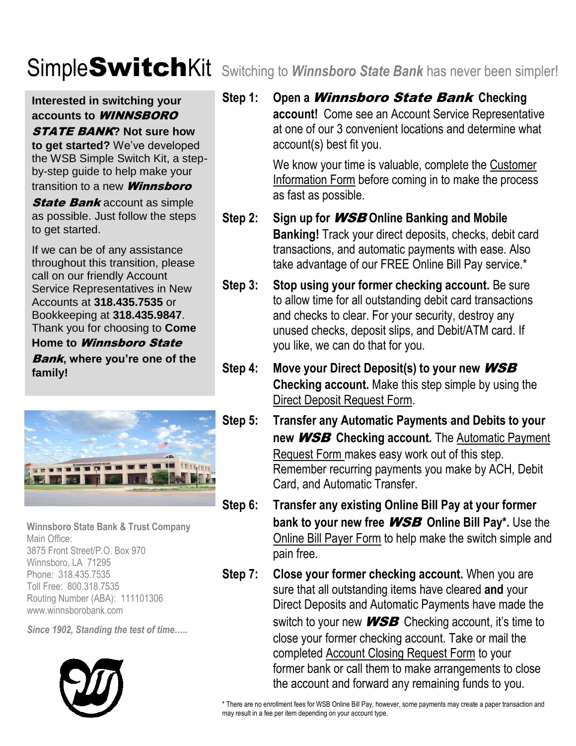# Simple**Switch**Kit

Switching to ***Winnsboro State Bank*** has never been simpler!

**Interested in switching your accounts to *WINNSBORO STATE BANK*? Not sure how to get started?** We've developed the WSB Simple Switch Kit, a step-by-step guide to help make your transition to a new ***Winnsboro State Bank*** account as simple as possible. Just follow the steps to get started.

If we can be of any assistance throughout this transition, please call on our friendly Account Service Representatives in New Accounts at **318.435.7535** or Bookkeeping at **318.435.9847**. Thank you for choosing to **Come Home to *Winnsboro State Bank*, where you're one of the family!**

**Winnsboro State Bank & Trust Company**
Main Office:
3875 Front Street/P.O. Box 970
Winnsboro, LA 71295
Phone: 318.435.7535
Toll Free: 800.318.7535
Routing Number (ABA): 111101306
www.winnsborobank.com

*Since 1902, Standing the test of time…..*

**Step 1:** **Open a *Winnsboro State Bank* Checking account!** Come see an Account Service Representative at one of our 3 convenient locations and determine what account(s) best fit you.

We know your time is valuable, complete the Customer Information Form before coming in to make the process as fast as possible.

**Step 2:** **Sign up for *WSB* Online Banking and Mobile Banking!** Track your direct deposits, checks, debit card transactions, and automatic payments with ease. Also take advantage of our FREE Online Bill Pay service.*

**Step 3:** **Stop using your former checking account.** Be sure to allow time for all outstanding debit card transactions and checks to clear. For your security, destroy any unused checks, deposit slips, and Debit/ATM card. If you like, we can do that for you.

**Step 4:** **Move your Direct Deposit(s) to your new *WSB* Checking account.** Make this step simple by using the Direct Deposit Request Form.

**Step 5:** **Transfer any Automatic Payments and Debits to your new *WSB* Checking account.** The Automatic Payment Request Form makes easy work out of this step. Remember recurring payments you make by ACH, Debit Card, and Automatic Transfer.

**Step 6:** **Transfer any existing Online Bill Pay at your former bank to your new free *WSB* Online Bill Pay*.** Use the Online Bill Payer Form to help make the switch simple and pain free.

**Step 7:** **Close your former checking account.** When you are sure that all outstanding items have cleared **and** your Direct Deposits and Automatic Payments have made the switch to your new ***WSB*** Checking account, it's time to close your former checking account. Take or mail the completed Account Closing Request Form to your former bank or call them to make arrangements to close the account and forward any remaining funds to you.

\* There are no enrollment fees for WSB Online Bill Pay, however, some payments may create a paper transaction and may result in a fee per item depending on your account type.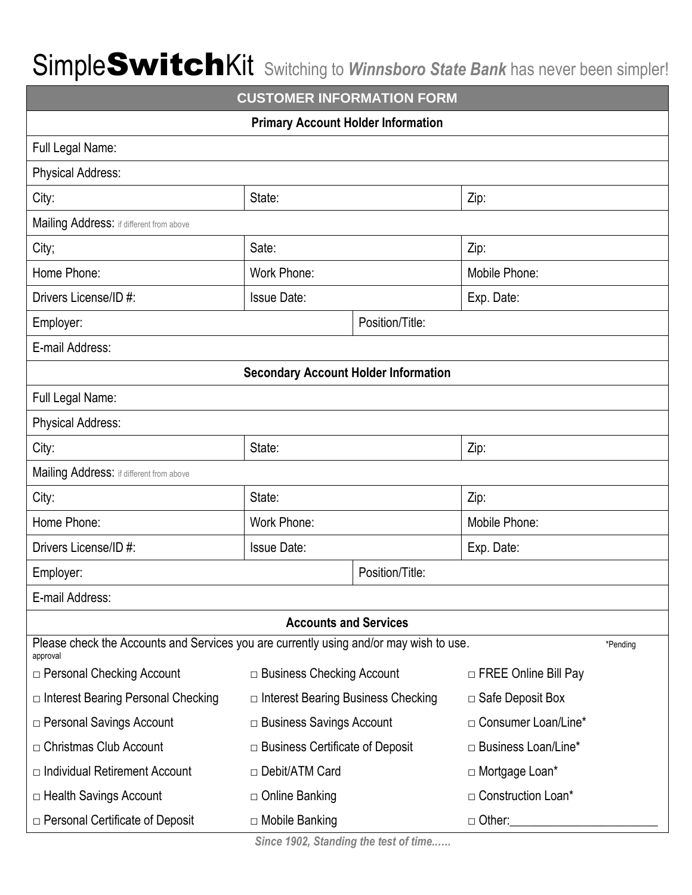# SimpleSwitchKit Switching to ***Winnsboro State Bank*** has never been simpler!

## CUSTOMER INFORMATION FORM

### Primary Account Holder Information

| | | |
|---|---|---|
| Full Legal Name: | | |
| Physical Address: | | |
| City: | State: | Zip: |
| Mailing Address: if different from above | | |
| City; | Sate: | Zip: |
| Home Phone: | Work Phone: | Mobile Phone: |
| Drivers License/ID #: | Issue Date: | Exp. Date: |
| Employer: | Position/Title: | |
| E-mail Address: | | |

### Secondary Account Holder Information

| | | |
|---|---|---|
| Full Legal Name: | | |
| Physical Address: | | |
| City: | State: | Zip: |
| Mailing Address: if different from above | | |
| City: | State: | Zip: |
| Home Phone: | Work Phone: | Mobile Phone: |
| Drivers License/ID #: | Issue Date: | Exp. Date: |
| Employer: | Position/Title: | |
| E-mail Address: | | |

### Accounts and Services

Please check the Accounts and Services you are currently using and/or may wish to use. *Pending approval

| | | |
|---|---|---|
| □ Personal Checking Account | □ Business Checking Account | □ FREE Online Bill Pay |
| □ Interest Bearing Personal Checking | □ Interest Bearing Business Checking | □ Safe Deposit Box |
| □ Personal Savings Account | □ Business Savings Account | □ Consumer Loan/Line* |
| □ Christmas Club Account | □ Business Certificate of Deposit | □ Business Loan/Line* |
| □ Individual Retirement Account | □ Debit/ATM Card | □ Mortgage Loan* |
| □ Health Savings Account | □ Online Banking | □ Construction Loan* |
| □ Personal Certificate of Deposit | □ Mobile Banking | □ Other:_______________________ |

***Since 1902, Standing the test of time……***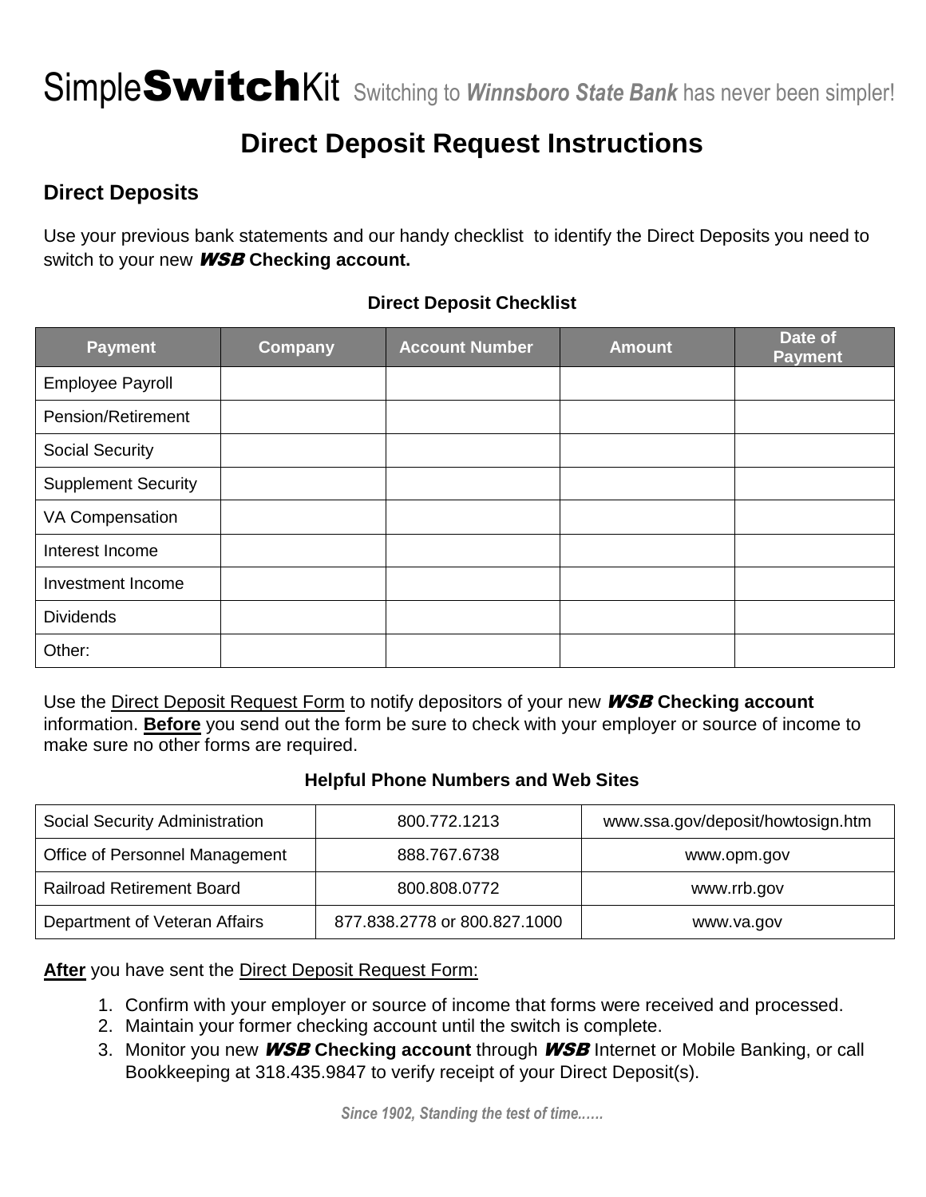SimpleSwitchKit *Switching to **Winnsboro State Bank** has never been simpler!*

# Direct Deposit Request Instructions

## Direct Deposits

Use your previous bank statements and our handy checklist to identify the Direct Deposits you need to switch to your new ***WSB*** **Checking account.**

**Direct Deposit Checklist**

| Payment | Company | Account Number | Amount | Date of Payment |
|---|---|---|---|---|
| Employee Payroll | | | | |
| Pension/Retirement | | | | |
| Social Security | | | | |
| Supplement Security | | | | |
| VA Compensation | | | | |
| Interest Income | | | | |
| Investment Income | | | | |
| Dividends | | | | |
| Other: | | | | |

Use the Direct Deposit Request Form to notify depositors of your new ***WSB*** **Checking account** information. **Before** you send out the form be sure to check with your employer or source of income to make sure no other forms are required.

**Helpful Phone Numbers and Web Sites**

| | | |
|---|---|---|
| Social Security Administration | 800.772.1213 | www.ssa.gov/deposit/howtosign.htm |
| Office of Personnel Management | 888.767.6738 | www.opm.gov |
| Railroad Retirement Board | 800.808.0772 | www.rrb.gov |
| Department of Veteran Affairs | 877.838.2778 or 800.827.1000 | www.va.gov |

**After** you have sent the Direct Deposit Request Form:

1. Confirm with your employer or source of income that forms were received and processed.
2. Maintain your former checking account until the switch is complete.
3. Monitor you new ***WSB*** **Checking account** through ***WSB*** Internet or Mobile Banking, or call Bookkeeping at 318.435.9847 to verify receipt of your Direct Deposit(s).

*Since 1902, Standing the test of time……*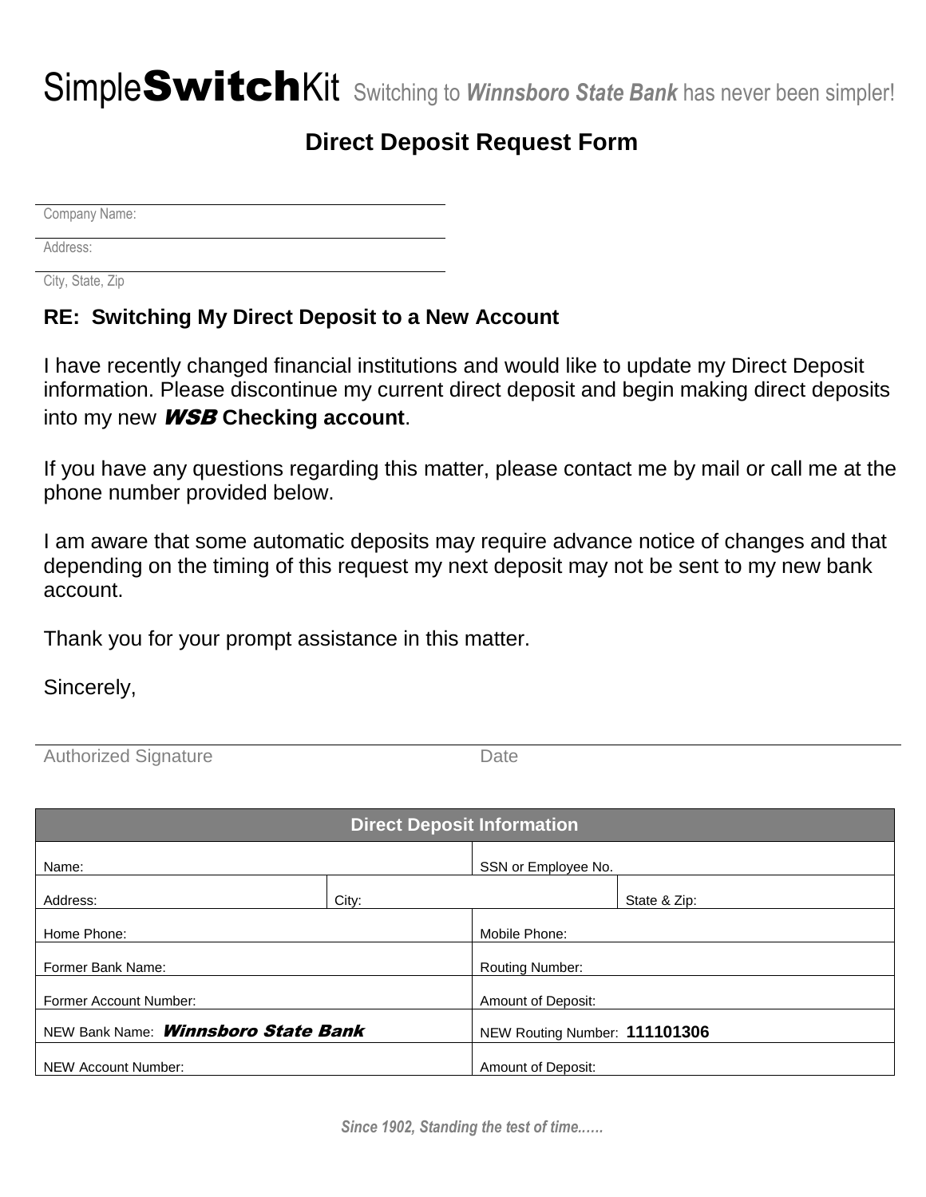# Simple**Switch**Kit Switching to ***Winnsboro State Bank*** has never been simpler!

## Direct Deposit Request Form

Company Name:

Address:

City, State, Zip

**RE: Switching My Direct Deposit to a New Account**

I have recently changed financial institutions and would like to update my Direct Deposit information. Please discontinue my current direct deposit and begin making direct deposits into my new ***WSB* Checking account**.

If you have any questions regarding this matter, please contact me by mail or call me at the phone number provided below.

I am aware that some automatic deposits may require advance notice of changes and that depending on the timing of this request my next deposit may not be sent to my new bank account.

Thank you for your prompt assistance in this matter.

Sincerely,

Authorized Signature Date

| Direct Deposit Information | | | |
|---|---|---|---|
| Name: | | SSN or Employee No. | |
| Address: | City: | | State & Zip: |
| Home Phone: | | Mobile Phone: | |
| Former Bank Name: | | Routing Number: | |
| Former Account Number: | | Amount of Deposit: | |
| NEW Bank Name: ***Winnsboro State Bank*** | | NEW Routing Number: **111101306** | |
| NEW Account Number: | | Amount of Deposit: | |

***Since 1902, Standing the test of time……***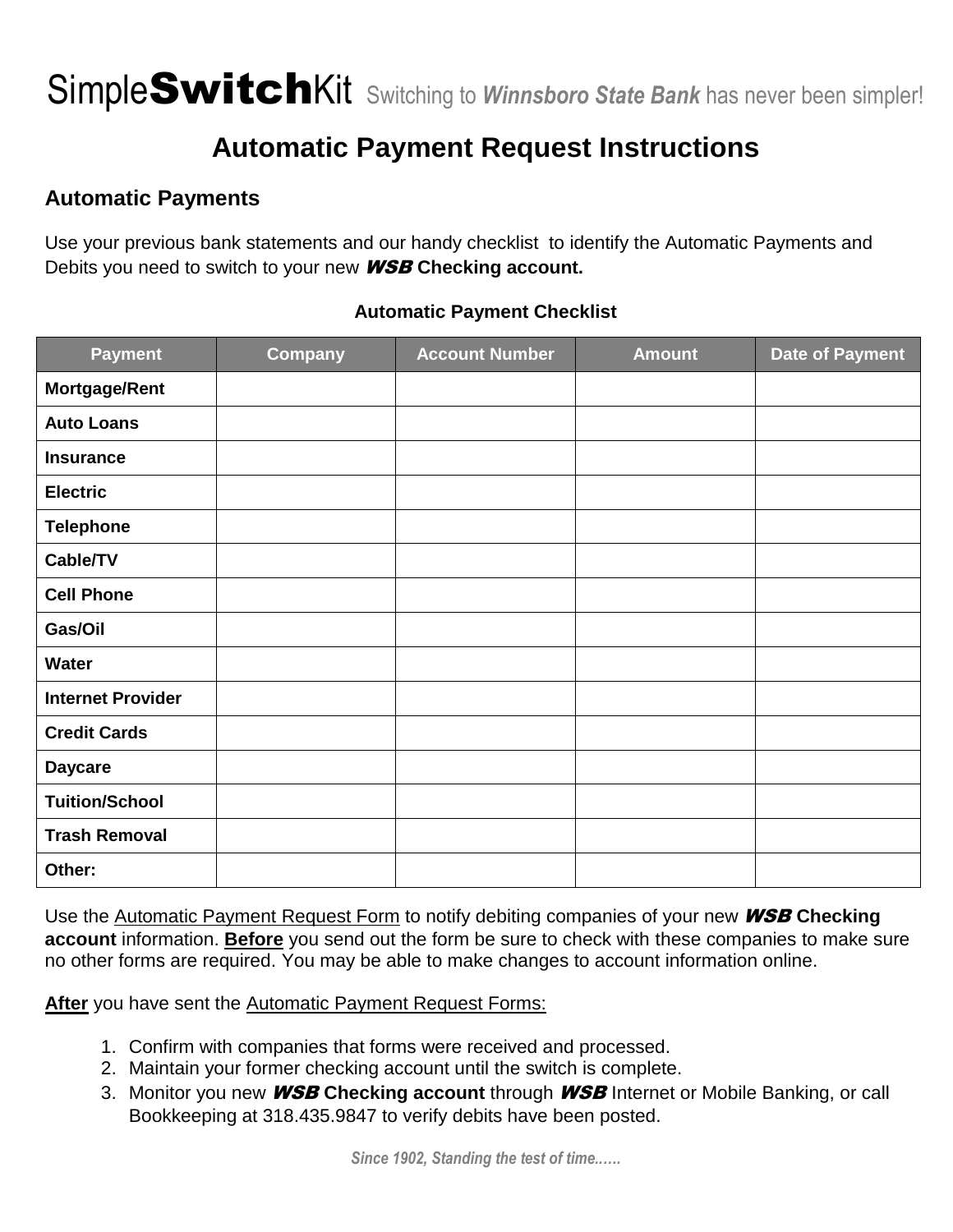SimpleSwitchKit Switching to ***Winnsboro State Bank*** has never been simpler!

# Automatic Payment Request Instructions

## Automatic Payments

Use your previous bank statements and our handy checklist to identify the Automatic Payments and Debits you need to switch to your new ***WSB*** **Checking account.**

**Automatic Payment Checklist**

| Payment | Company | Account Number | Amount | Date of Payment |
|---|---|---|---|---|
| **Mortgage/Rent** | | | | |
| **Auto Loans** | | | | |
| **Insurance** | | | | |
| **Electric** | | | | |
| **Telephone** | | | | |
| **Cable/TV** | | | | |
| **Cell Phone** | | | | |
| **Gas/Oil** | | | | |
| **Water** | | | | |
| **Internet Provider** | | | | |
| **Credit Cards** | | | | |
| **Daycare** | | | | |
| **Tuition/School** | | | | |
| **Trash Removal** | | | | |
| **Other:** | | | | |

Use the Automatic Payment Request Form to notify debiting companies of your new ***WSB*** **Checking account** information. **Before** you send out the form be sure to check with these companies to make sure no other forms are required. You may be able to make changes to account information online.

**After** you have sent the Automatic Payment Request Forms:

1. Confirm with companies that forms were received and processed.
2. Maintain your former checking account until the switch is complete.
3. Monitor you new ***WSB*** **Checking account** through ***WSB*** Internet or Mobile Banking, or call Bookkeeping at 318.435.9847 to verify debits have been posted.

*Since 1902, Standing the test of time……*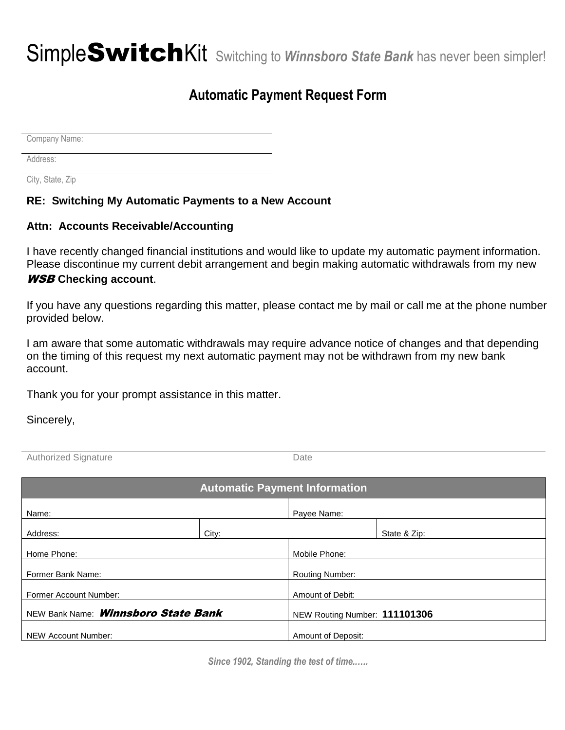Simple**Switch**Kit Switching to ***Winnsboro State Bank*** has never been simpler!

## Automatic Payment Request Form

Company Name:

Address:

City, State, Zip

**RE: Switching My Automatic Payments to a New Account**

**Attn: Accounts Receivable/Accounting**

I have recently changed financial institutions and would like to update my automatic payment information. Please discontinue my current debit arrangement and begin making automatic withdrawals from my new ***WSB*** **Checking account**.

If you have any questions regarding this matter, please contact me by mail or call me at the phone number provided below.

I am aware that some automatic withdrawals may require advance notice of changes and that depending on the timing of this request my next automatic payment may not be withdrawn from my new bank account.

Thank you for your prompt assistance in this matter.

Sincerely,

Authorized Signature | Date

| **Automatic Payment Information** | | |
|---|---|---|
| Name: | Payee Name: | |
| Address: | City: | State & Zip: |
| Home Phone: | Mobile Phone: | |
| Former Bank Name: | Routing Number: | |
| Former Account Number: | Amount of Debit: | |
| NEW Bank Name: ***Winnsboro State Bank*** | NEW Routing Number: **111101306** | |
| NEW Account Number: | Amount of Deposit: | |

*Since 1902, Standing the test of time……*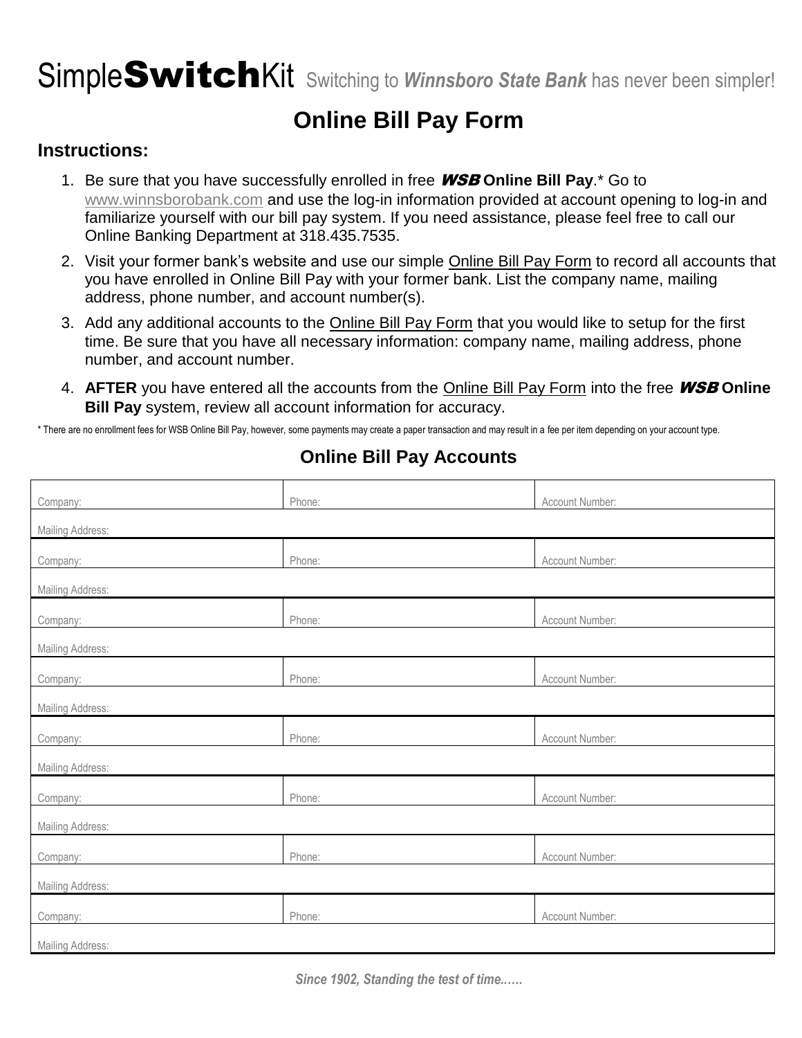# Simple**Switch**Kit Switching to ***Winnsboro State Bank*** has never been simpler!

## Online Bill Pay Form

### Instructions:

1. Be sure that you have successfully enrolled in free ***WSB*** **Online Bill Pay**.* Go to www.winnsborobank.com and use the log-in information provided at account opening to log-in and familiarize yourself with our bill pay system. If you need assistance, please feel free to call our Online Banking Department at 318.435.7535.
2. Visit your former bank's website and use our simple Online Bill Pay Form to record all accounts that you have enrolled in Online Bill Pay with your former bank. List the company name, mailing address, phone number, and account number(s).
3. Add any additional accounts to the Online Bill Pay Form that you would like to setup for the first time. Be sure that you have all necessary information: company name, mailing address, phone number, and account number.
4. **AFTER** you have entered all the accounts from the Online Bill Pay Form into the free ***WSB*** **Online Bill Pay** system, review all account information for accuracy.

* There are no enrollment fees for WSB Online Bill Pay, however, some payments may create a paper transaction and may result in a fee per item depending on your account type.

### Online Bill Pay Accounts

| Company: | Phone: | Account Number: |
|---|---|---|
| Mailing Address: | | |
| Company: | Phone: | Account Number: |
| Mailing Address: | | |
| Company: | Phone: | Account Number: |
| Mailing Address: | | |
| Company: | Phone: | Account Number: |
| Mailing Address: | | |
| Company: | Phone: | Account Number: |
| Mailing Address: | | |
| Company: | Phone: | Account Number: |
| Mailing Address: | | |
| Company: | Phone: | Account Number: |
| Mailing Address: | | |
| Company: | Phone: | Account Number: |
| Mailing Address: | | |

***Since 1902, Standing the test of time……***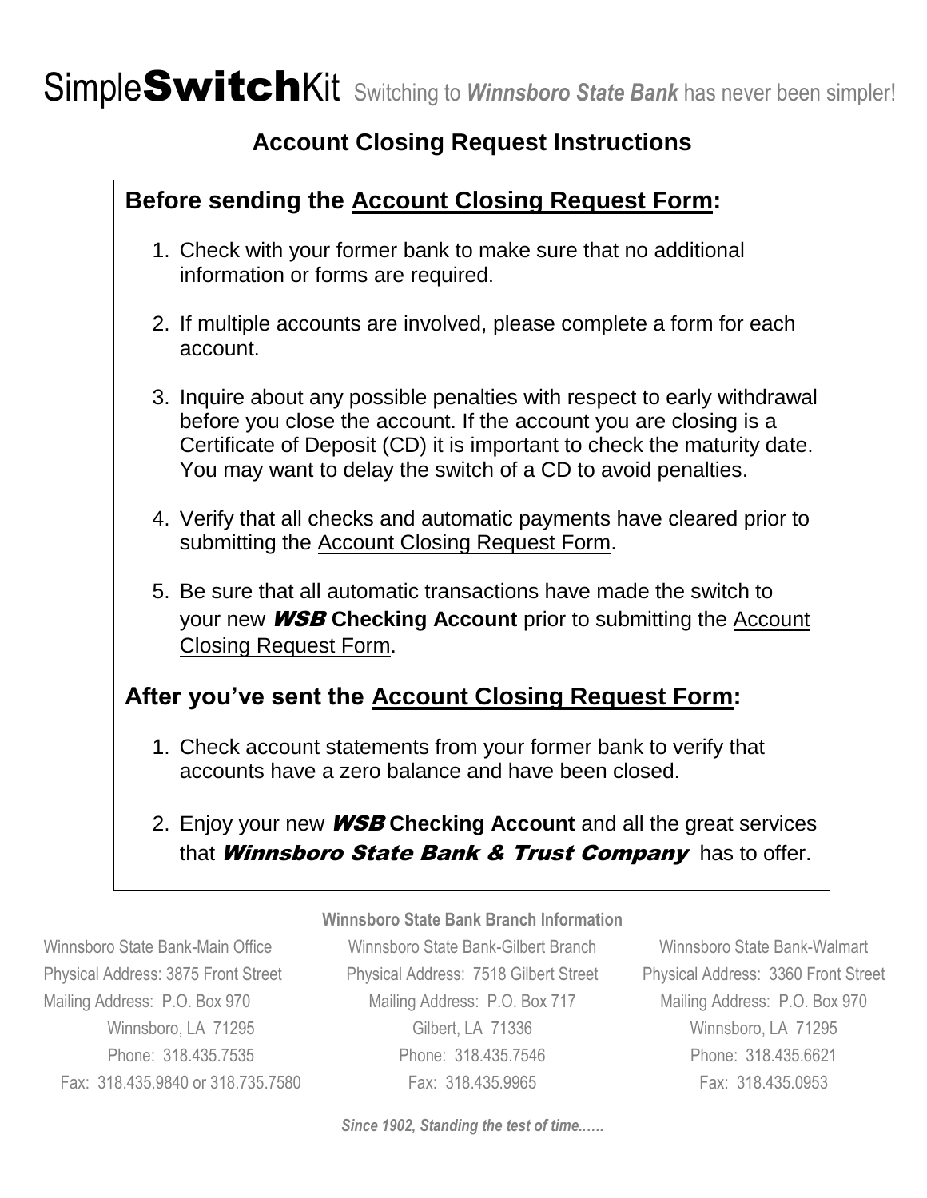# Simple**Switch**Kit Switching to ***Winnsboro State Bank*** has never been simpler!

## Account Closing Request Instructions

### Before sending the Account Closing Request Form:

1. Check with your former bank to make sure that no additional information or forms are required.
2. If multiple accounts are involved, please complete a form for each account.
3. Inquire about any possible penalties with respect to early withdrawal before you close the account. If the account you are closing is a Certificate of Deposit (CD) it is important to check the maturity date. You may want to delay the switch of a CD to avoid penalties.
4. Verify that all checks and automatic payments have cleared prior to submitting the Account Closing Request Form.
5. Be sure that all automatic transactions have made the switch to your new ***WSB*** **Checking Account** prior to submitting the Account Closing Request Form.

### After you've sent the Account Closing Request Form:

1. Check account statements from your former bank to verify that accounts have a zero balance and have been closed.
2. Enjoy your new ***WSB*** **Checking Account** and all the great services that ***Winnsboro State Bank & Trust Company*** has to offer.

**Winnsboro State Bank Branch Information**

Winnsboro State Bank-Main Office
Physical Address: 3875 Front Street
Mailing Address: P.O. Box 970
Winnsboro, LA 71295
Phone: 318.435.7535
Fax: 318.435.9840 or 318.735.7580

Winnsboro State Bank-Gilbert Branch
Physical Address: 7518 Gilbert Street
Mailing Address: P.O. Box 717
Gilbert, LA 71336
Phone: 318.435.7546
Fax: 318.435.9965

Winnsboro State Bank-Walmart
Physical Address: 3360 Front Street
Mailing Address: P.O. Box 970
Winnsboro, LA 71295
Phone: 318.435.6621
Fax: 318.435.0953

***Since 1902, Standing the test of time……***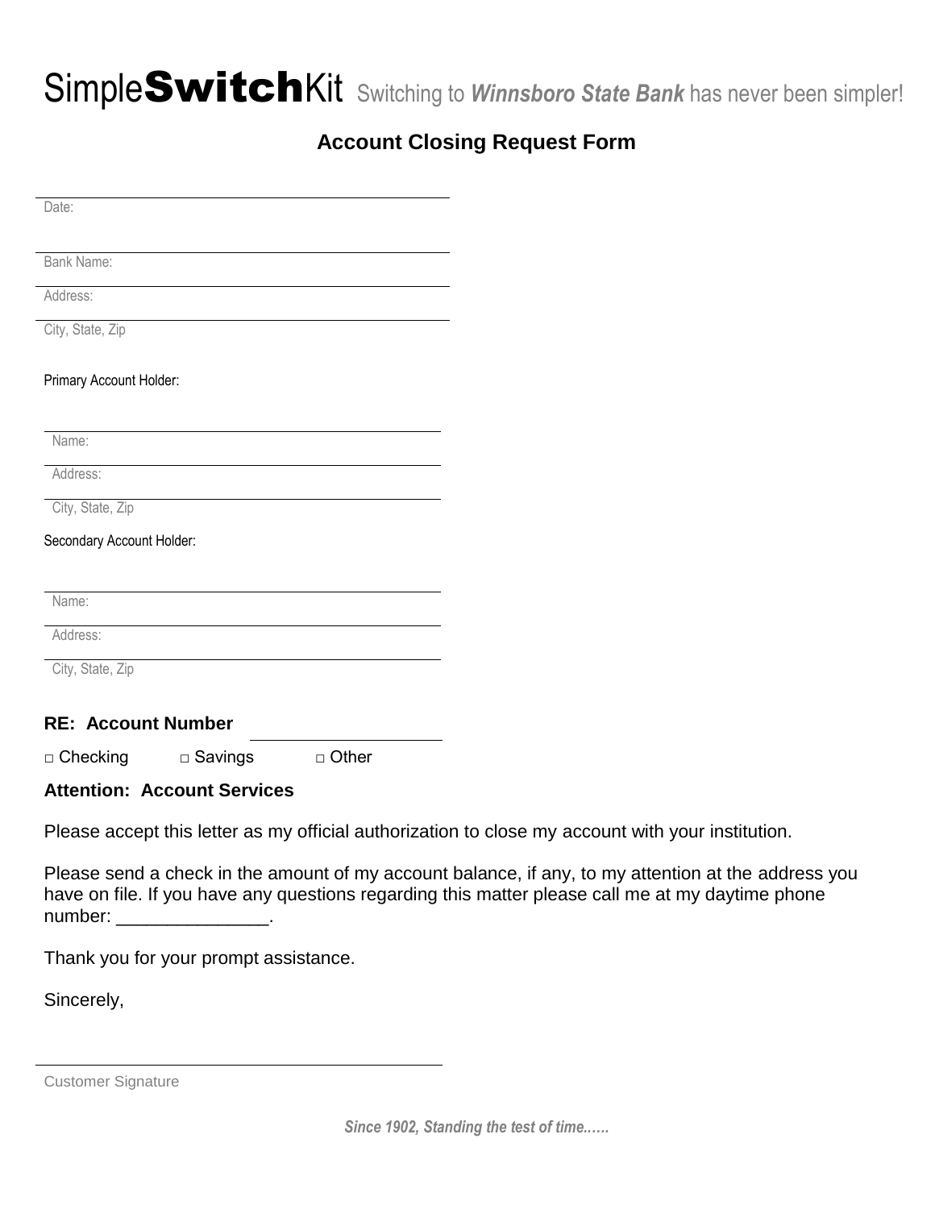SimpleSwitchKit Switching to ***Winnsboro State Bank*** has never been simpler!

## Account Closing Request Form

Date: ______________________________

Bank Name: ______________________________

Address: ______________________________

City, State, Zip ______________________________

Primary Account Holder:

Name: ______________________________

Address: ______________________________

City, State, Zip ______________________________

Secondary Account Holder:

Name: ______________________________

Address: ______________________________

City, State, Zip ______________________________

**RE: Account Number** ______________________________

□ Checking  □ Savings  □ Other

**Attention: Account Services**

Please accept this letter as my official authorization to close my account with your institution.

Please send a check in the amount of my account balance, if any, to my attention at the address you have on file. If you have any questions regarding this matter please call me at my daytime phone number: _______________.

Thank you for your prompt assistance.

Sincerely,

______________________________

Customer Signature

***Since 1902, Standing the test of time……***